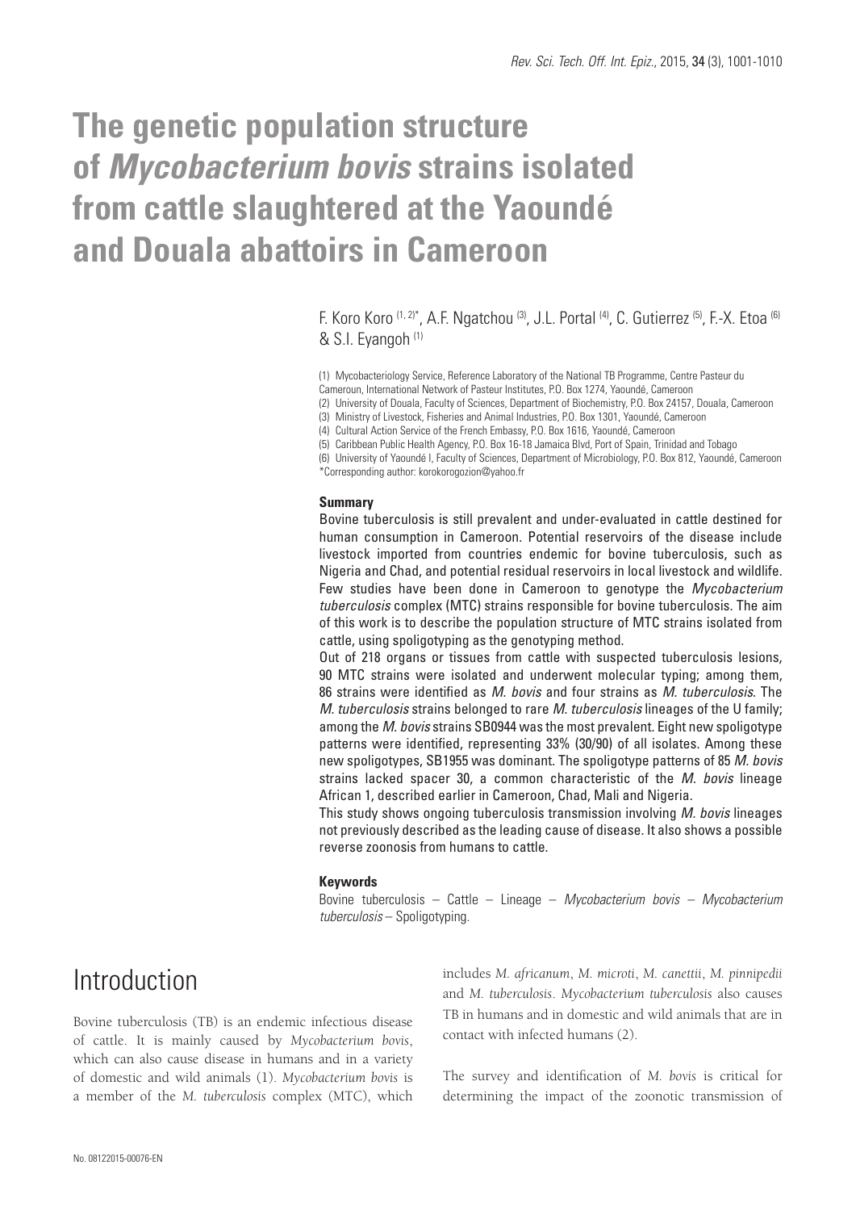# The genetic population structure of *Mycobacterium bovis* strains isolated from cattle slaughtered at the Yaoundé and Douala abattoirs in Cameroon

F. Koro Koro [1, 2]*, A.F. Ngatchou [3], J.L. Portal [4], C. Gutierrez [5], F.-X. Etoa [6] & S.I. Eyangoh [1]

(1) Mycobacteriology Service, Reference Laboratory of the National TB Programme, Centre Pasteur du Cameroun, International Network of Pasteur Institutes, P.O. Box 1274, Yaoundé, Cameroon

(2) University of Douala, Faculty of Sciences, Department of Biochemistry, P.O. Box 24157, Douala, Cameroon

(3) Ministry of Livestock, Fisheries and Animal Industries, P.O. Box 1301, Yaoundé, Cameroon

(4) Cultural Action Service of the French Embassy, P.O. Box 1616, Yaoundé, Cameroon

(5) Caribbean Public Health Agency, P.O. Box 16-18 Jamaica Blvd, Port of Spain, Trinidad and Tobago

(6) University of Yaoundé I, Faculty of Sciences, Department of Microbiology, P.O. Box 812, Yaoundé, Cameroon

*Corresponding author: korokorogozion@yahoo.fr

## Summary

Bovine tuberculosis is still prevalent and under-evaluated in cattle destined for human consumption in Cameroon. Potential reservoirs of the disease include livestock imported from countries endemic for bovine tuberculosis, such as Nigeria and Chad, and potential residual reservoirs in local livestock and wildlife. Few studies have been done in Cameroon to genotype the *Mycobacterium tuberculosis* complex (MTC) strains responsible for bovine tuberculosis. The aim of this work is to describe the population structure of MTC strains isolated from cattle, using spoligotyping as the genotyping method.

Out of 218 organs or tissues from cattle with suspected tuberculosis lesions, 90 MTC strains were isolated and underwent molecular typing; among them, 86 strains were identified as *M. bovis* and four strains as *M. tuberculosis*. The *M. tuberculosis* strains belonged to rare *M. tuberculosis* lineages of the U family; among the *M. bovis* strains SB0944 was the most prevalent. Eight new spoligotype patterns were identified, representing 33% (30/90) of all isolates. Among these new spoligotypes, SB1955 was dominant. The spoligotype patterns of 85 *M. bovis* strains lacked spacer 30, a common characteristic of the *M. bovis* lineage African 1, described earlier in Cameroon, Chad, Mali and Nigeria.

This study shows ongoing tuberculosis transmission involving *M. bovis* lineages not previously described as the leading cause of disease. It also shows a possible reverse zoonosis from humans to cattle.

### Keywords

Bovine tuberculosis – Cattle – Lineage – *Mycobacterium bovis* – *Mycobacterium tuberculosis* – Spoligotyping.

## Introduction

Bovine tuberculosis (TB) is an endemic infectious disease of cattle. It is mainly caused by *Mycobacterium bovis*, which can also cause disease in humans and in a variety of domestic and wild animals (1). *Mycobacterium bovis* is a member of the *M. tuberculosis* complex (MTC), which includes *M. africanum*, *M. microti*, *M. canettii*, *M. pinnipedii* and *M. tuberculosis*. *Mycobacterium tuberculosis* also causes TB in humans and in domestic and wild animals that are in contact with infected humans (2).

The survey and identification of *M. bovis* is critical for determining the impact of the zoonotic transmission of

No. 08122015-00076-EN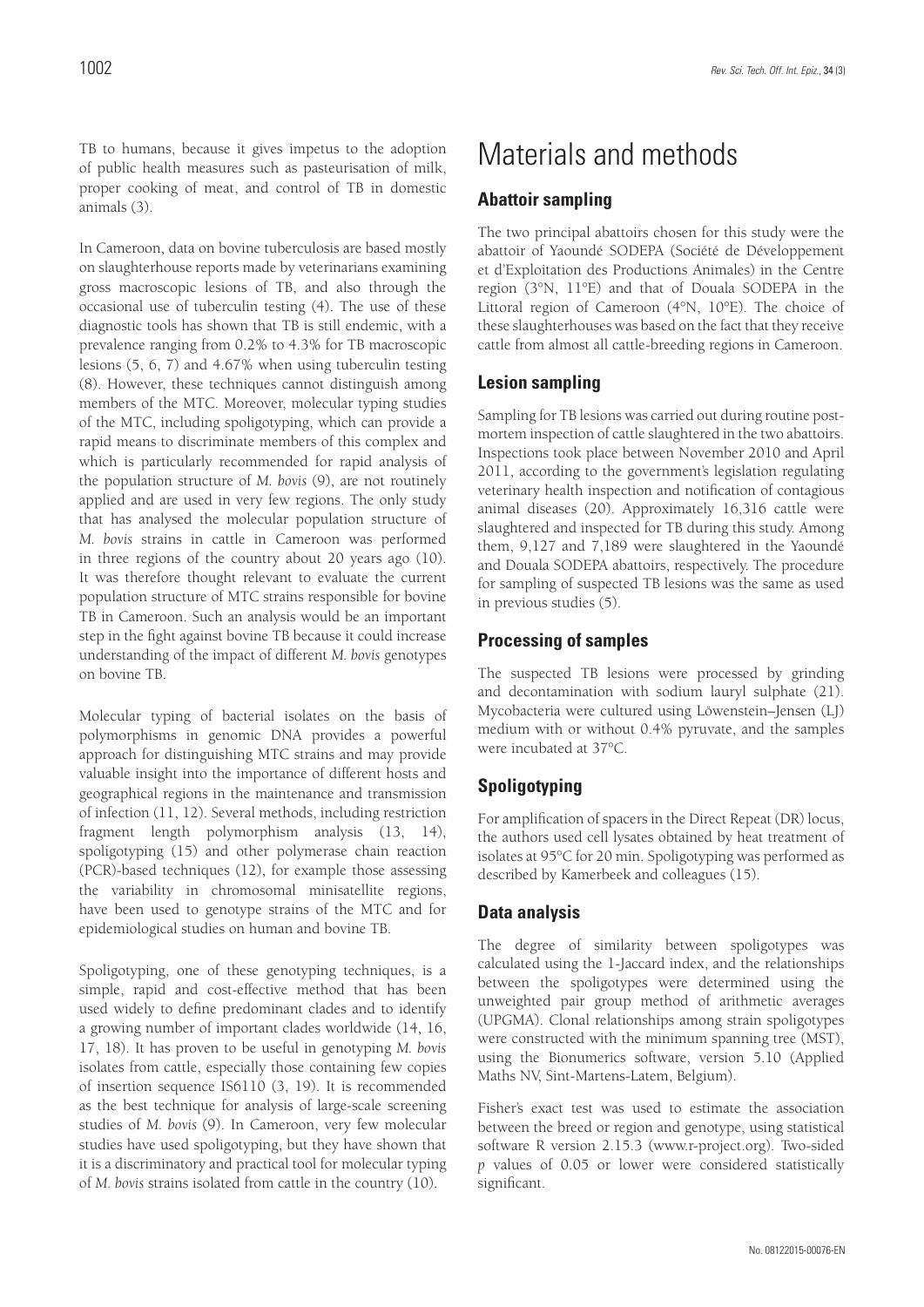TB to humans, because it gives impetus to the adoption of public health measures such as pasteurisation of milk, proper cooking of meat, and control of TB in domestic animals (3).

In Cameroon, data on bovine tuberculosis are based mostly on slaughterhouse reports made by veterinarians examining gross macroscopic lesions of TB, and also through the occasional use of tuberculin testing (4). The use of these diagnostic tools has shown that TB is still endemic, with a prevalence ranging from 0.2% to 4.3% for TB macroscopic lesions (5, 6, 7) and 4.67% when using tuberculin testing (8). However, these techniques cannot distinguish among members of the MTC. Moreover, molecular typing studies of the MTC, including spoligotyping, which can provide a rapid means to discriminate members of this complex and which is particularly recommended for rapid analysis of the population structure of *M. bovis* (9), are not routinely applied and are used in very few regions. The only study that has analysed the molecular population structure of *M. bovis* strains in cattle in Cameroon was performed in three regions of the country about 20 years ago (10). It was therefore thought relevant to evaluate the current population structure of MTC strains responsible for bovine TB in Cameroon. Such an analysis would be an important step in the fight against bovine TB because it could increase understanding of the impact of different *M. bovis* genotypes on bovine TB.

Molecular typing of bacterial isolates on the basis of polymorphisms in genomic DNA provides a powerful approach for distinguishing MTC strains and may provide valuable insight into the importance of different hosts and geographical regions in the maintenance and transmission of infection (11, 12). Several methods, including restriction fragment length polymorphism analysis (13, 14), spoligotyping (15) and other polymerase chain reaction (PCR)-based techniques (12), for example those assessing the variability in chromosomal minisatellite regions, have been used to genotype strains of the MTC and for epidemiological studies on human and bovine TB.

Spoligotyping, one of these genotyping techniques, is a simple, rapid and cost-effective method that has been used widely to define predominant clades and to identify a growing number of important clades worldwide (14, 16, 17, 18). It has proven to be useful in genotyping *M. bovis* isolates from cattle, especially those containing few copies of insertion sequence IS6110 (3, 19). It is recommended as the best technique for analysis of large-scale screening studies of *M. bovis* (9). In Cameroon, very few molecular studies have used spoligotyping, but they have shown that it is a discriminatory and practical tool for molecular typing of *M. bovis* strains isolated from cattle in the country (10).

# Materials and methods

## Abattoir sampling

The two principal abattoirs chosen for this study were the abattoir of Yaoundé SODEPA (Société de Développement et d'Exploitation des Productions Animales) in the Centre region (3°N, 11°E) and that of Douala SODEPA in the Littoral region of Cameroon (4°N, 10°E). The choice of these slaughterhouses was based on the fact that they receive cattle from almost all cattle-breeding regions in Cameroon.

## Lesion sampling

Sampling for TB lesions was carried out during routine post-mortem inspection of cattle slaughtered in the two abattoirs. Inspections took place between November 2010 and April 2011, according to the government's legislation regulating veterinary health inspection and notification of contagious animal diseases (20). Approximately 16,316 cattle were slaughtered and inspected for TB during this study. Among them, 9,127 and 7,189 were slaughtered in the Yaoundé and Douala SODEPA abattoirs, respectively. The procedure for sampling of suspected TB lesions was the same as used in previous studies (5).

## Processing of samples

The suspected TB lesions were processed by grinding and decontamination with sodium lauryl sulphate (21). Mycobacteria were cultured using Löwenstein–Jensen (LJ) medium with or without 0.4% pyruvate, and the samples were incubated at 37°C.

## Spoligotyping

For amplification of spacers in the Direct Repeat (DR) locus, the authors used cell lysates obtained by heat treatment of isolates at 95°C for 20 min. Spoligotyping was performed as described by Kamerbeek and colleagues (15).

## Data analysis

The degree of similarity between spoligotypes was calculated using the 1-Jaccard index, and the relationships between the spoligotypes were determined using the unweighted pair group method of arithmetic averages (UPGMA). Clonal relationships among strain spoligotypes were constructed with the minimum spanning tree (MST), using the Bionumerics software, version 5.10 (Applied Maths NV, Sint-Martens-Latem, Belgium).

Fisher's exact test was used to estimate the association between the breed or region and genotype, using statistical software R version 2.15.3 (www.r-project.org). Two-sided $p$ values of 0.05 or lower were considered statistically significant.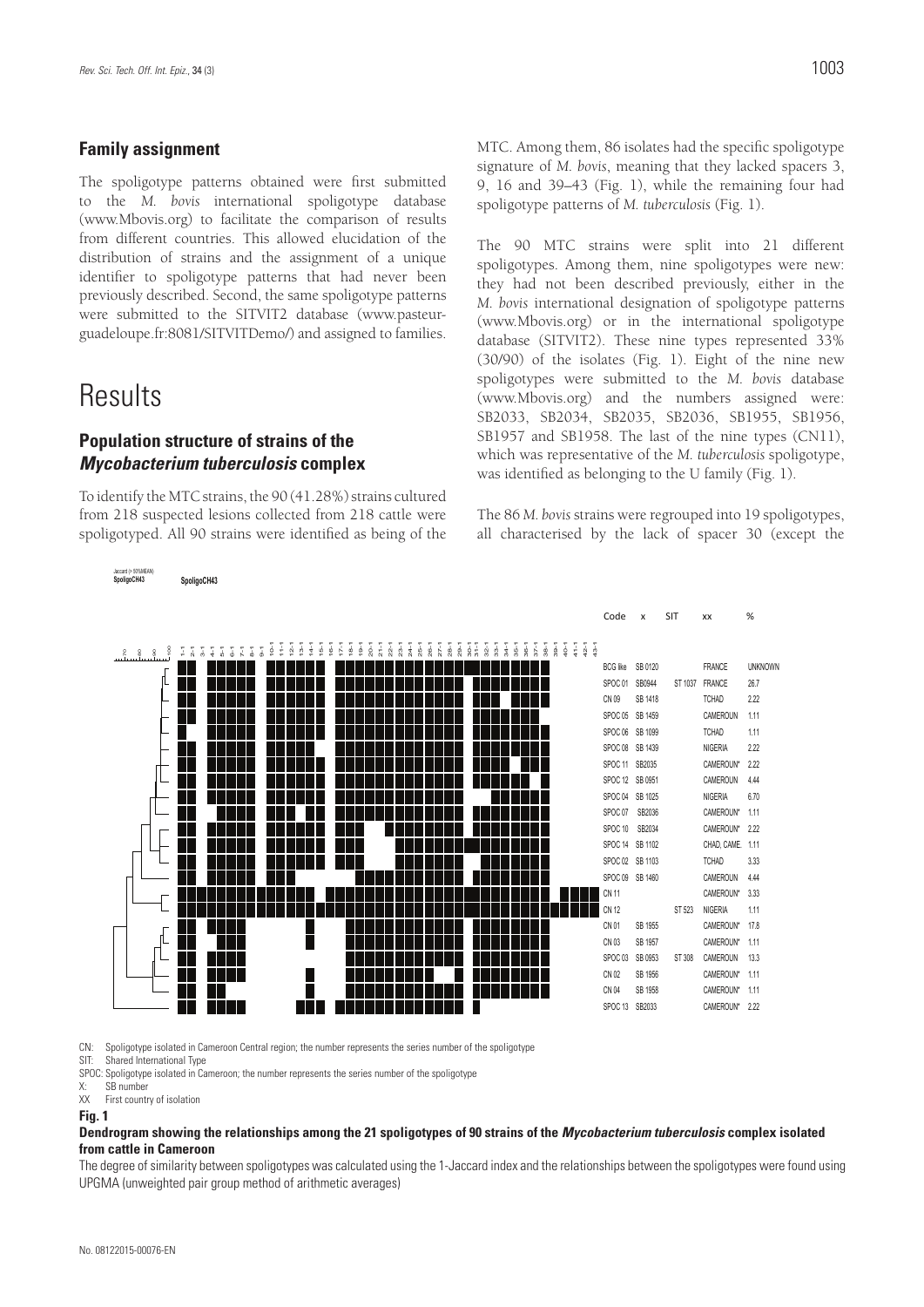## Family assignment

The spoligotype patterns obtained were first submitted to the *M. bovis* international spoligotype database (www.Mbovis.org) to facilitate the comparison of results from different countries. This allowed elucidation of the distribution of strains and the assignment of a unique identifier to spoligotype patterns that had never been previously described. Second, the same spoligotype patterns were submitted to the SITVIT2 database (www.pasteur-guadeloupe.fr:8081/SITVITDemo/) and assigned to families.

# Results

## Population structure of strains of the *Mycobacterium tuberculosis* complex

To identify the MTC strains, the 90 (41.28%) strains cultured from 218 suspected lesions collected from 218 cattle were spoligotyped. All 90 strains were identified as being of the MTC. Among them, 86 isolates had the specific spoligotype signature of *M. bovis*, meaning that they lacked spacers 3, 9, 16 and 39–43 (Fig. 1), while the remaining four had spoligotype patterns of *M. tuberculosis* (Fig. 1).

The 90 MTC strains were split into 21 different spoligotypes. Among them, nine spoligotypes were new: they had not been described previously, either in the *M. bovis* international designation of spoligotype patterns (www.Mbovis.org) or in the international spoligotype database (SITVIT2). These nine types represented 33% (30/90) of the isolates (Fig. 1). Eight of the nine new spoligotypes were submitted to the *M. bovis* database (www.Mbovis.org) and the numbers assigned were: SB2033, SB2034, SB2035, SB2036, SB1955, SB1956, SB1957 and SB1958. The last of the nine types (CN11), which was representative of the *M. tuberculosis* spoligotype, was identified as belonging to the U family (Fig. 1).

The 86 *M. bovis* strains were regrouped into 19 spoligotypes, all characterised by the lack of spacer 30 (except the

| Code | x | SIT | xx | % |
|---|---|---|---|---|
| BCG like | SB 0120 | | FRANCE | UNKNOWN |
| SPOC 01 | SB0944 | ST 1037 | FRANCE | 26.7 |
| CN 09 | SB 1418 | | TCHAD | 2.22 |
| SPOC 05 | SB 1459 | | CAMEROUN | 1.11 |
| SPOC 06 | SB 1099 | | TCHAD | 1.11 |
| SPOC 08 | SB 1439 | | NIGERIA | 2.22 |
| SPOC 11 | SB2035 | | CAMEROUN* | 2.22 |
| SPOC 12 | SB 0951 | | CAMEROUN | 4.44 |
| SPOC 04 | SB 1025 | | NIGERIA | 6.70 |
| SPOC 07 | SB2036 | | CAMEROUN* | 1.11 |
| SPOC 10 | SB2034 | | CAMEROUN* | 2.22 |
| SPOC 14 | SB 1102 | | CHAD, CAME. | 1.11 |
| SPOC 02 | SB 1103 | | TCHAD | 3.33 |
| SPOC 09 | SB 1460 | | CAMEROUN | 4.44 |
| CN 11 | | | CAMEROUN* | 3.33 |
| CN 12 | | ST 523 | NIGERIA | 1.11 |
| CN 01 | SB 1955 | | CAMEROUN* | 17.8 |
| CN 03 | SB 1957 | | CAMEROUN* | 1.11 |
| SPOC 03 | SB 0953 | ST 308 | CAMEROUN | 13.3 |
| CN 02 | SB 1956 | | CAMEROUN* | 1.11 |
| CN 04 | SB 1958 | | CAMEROUN* | 1.11 |
| SPOC 13 | SB2033 | | CAMEROUN* | 2.22 |

CN: Spoligotype isolated in Cameroon Central region; the number represents the series number of the spoligotype
SIT: Shared International Type
SPOC: Spoligotype isolated in Cameroon; the number represents the series number of the spoligotype
X: SB number
XX First country of isolation

**Fig. 1**
**Dendrogram showing the relationships among the 21 spoligotypes of 90 strains of the *Mycobacterium tuberculosis* complex isolated from cattle in Cameroon**
The degree of similarity between spoligotypes was calculated using the 1-Jaccard index and the relationships between the spoligotypes were found using UPGMA (unweighted pair group method of arithmetic averages)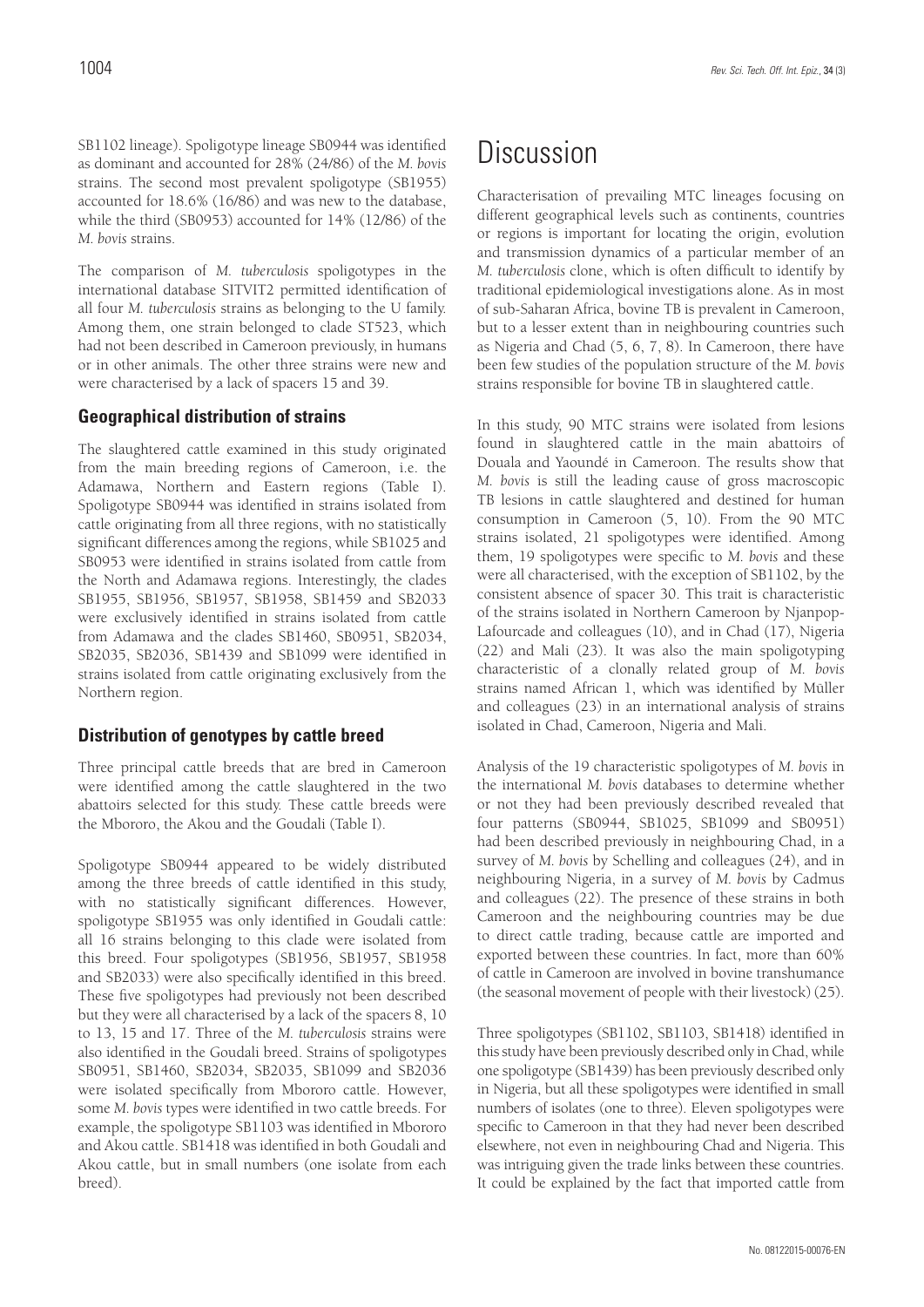SB1102 lineage). Spoligotype lineage SB0944 was identified as dominant and accounted for 28% (24/86) of the *M. bovis* strains. The second most prevalent spoligotype (SB1955) accounted for 18.6% (16/86) and was new to the database, while the third (SB0953) accounted for 14% (12/86) of the *M. bovis* strains.

The comparison of *M. tuberculosis* spoligotypes in the international database SITVIT2 permitted identification of all four *M. tuberculosis* strains as belonging to the U family. Among them, one strain belonged to clade ST523, which had not been described in Cameroon previously, in humans or in other animals. The other three strains were new and were characterised by a lack of spacers 15 and 39.

### Geographical distribution of strains

The slaughtered cattle examined in this study originated from the main breeding regions of Cameroon, i.e. the Adamawa, Northern and Eastern regions (Table I). Spoligotype SB0944 was identified in strains isolated from cattle originating from all three regions, with no statistically significant differences among the regions, while SB1025 and SB0953 were identified in strains isolated from cattle from the North and Adamawa regions. Interestingly, the clades SB1955, SB1956, SB1957, SB1958, SB1459 and SB2033 were exclusively identified in strains isolated from cattle from Adamawa and the clades SB1460, SB0951, SB2034, SB2035, SB2036, SB1439 and SB1099 were identified in strains isolated from cattle originating exclusively from the Northern region.

### Distribution of genotypes by cattle breed

Three principal cattle breeds that are bred in Cameroon were identified among the cattle slaughtered in the two abattoirs selected for this study. These cattle breeds were the Mbororo, the Akou and the Goudali (Table I).

Spoligotype SB0944 appeared to be widely distributed among the three breeds of cattle identified in this study, with no statistically significant differences. However, spoligotype SB1955 was only identified in Goudali cattle: all 16 strains belonging to this clade were isolated from this breed. Four spoligotypes (SB1956, SB1957, SB1958 and SB2033) were also specifically identified in this breed. These five spoligotypes had previously not been described but they were all characterised by a lack of the spacers 8, 10 to 13, 15 and 17. Three of the *M. tuberculosis* strains were also identified in the Goudali breed. Strains of spoligotypes SB0951, SB1460, SB2034, SB2035, SB1099 and SB2036 were isolated specifically from Mbororo cattle. However, some *M. bovis* types were identified in two cattle breeds. For example, the spoligotype SB1103 was identified in Mbororo and Akou cattle. SB1418 was identified in both Goudali and Akou cattle, but in small numbers (one isolate from each breed).

# Discussion

Characterisation of prevailing MTC lineages focusing on different geographical levels such as continents, countries or regions is important for locating the origin, evolution and transmission dynamics of a particular member of an *M. tuberculosis* clone, which is often difficult to identify by traditional epidemiological investigations alone. As in most of sub-Saharan Africa, bovine TB is prevalent in Cameroon, but to a lesser extent than in neighbouring countries such as Nigeria and Chad (5, 6, 7, 8). In Cameroon, there have been few studies of the population structure of the *M. bovis* strains responsible for bovine TB in slaughtered cattle.

In this study, 90 MTC strains were isolated from lesions found in slaughtered cattle in the main abattoirs of Douala and Yaoundé in Cameroon. The results show that *M. bovis* is still the leading cause of gross macroscopic TB lesions in cattle slaughtered and destined for human consumption in Cameroon (5, 10). From the 90 MTC strains isolated, 21 spoligotypes were identified. Among them, 19 spoligotypes were specific to *M. bovis* and these were all characterised, with the exception of SB1102, by the consistent absence of spacer 30. This trait is characteristic of the strains isolated in Northern Cameroon by Njanpop-Lafourcade and colleagues (10), and in Chad (17), Nigeria (22) and Mali (23). It was also the main spoligotyping characteristic of a clonally related group of *M. bovis* strains named African 1, which was identified by Müller and colleagues (23) in an international analysis of strains isolated in Chad, Cameroon, Nigeria and Mali.

Analysis of the 19 characteristic spoligotypes of *M. bovis* in the international *M. bovis* databases to determine whether or not they had been previously described revealed that four patterns (SB0944, SB1025, SB1099 and SB0951) had been described previously in neighbouring Chad, in a survey of *M. bovis* by Schelling and colleagues (24), and in neighbouring Nigeria, in a survey of *M. bovis* by Cadmus and colleagues (22). The presence of these strains in both Cameroon and the neighbouring countries may be due to direct cattle trading, because cattle are imported and exported between these countries. In fact, more than 60% of cattle in Cameroon are involved in bovine transhumance (the seasonal movement of people with their livestock) (25).

Three spoligotypes (SB1102, SB1103, SB1418) identified in this study have been previously described only in Chad, while one spoligotype (SB1439) has been previously described only in Nigeria, but all these spoligotypes were identified in small numbers of isolates (one to three). Eleven spoligotypes were specific to Cameroon in that they had never been described elsewhere, not even in neighbouring Chad and Nigeria. This was intriguing given the trade links between these countries. It could be explained by the fact that imported cattle from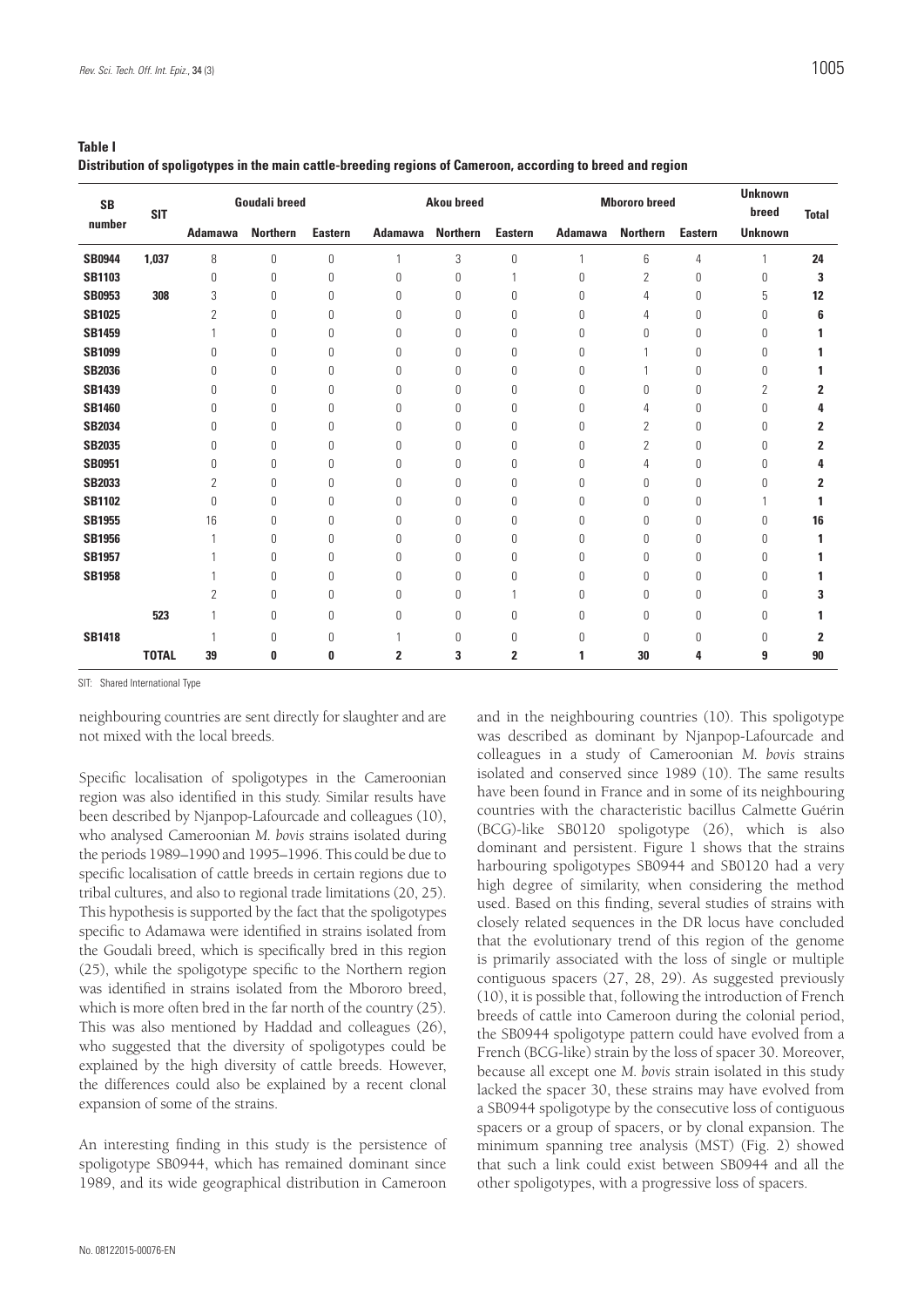**Table I**
**Distribution of spoligotypes in the main cattle-breeding regions of Cameroon, according to breed and region**

| SB number | SIT | Goudali breed | | | Akou breed | | | Mbororo breed | | | Unknown breed | Total |
|---|---|---|---|---|---|---|---|---|---|---|---|---|
| | | Adamawa | Northern | Eastern | Adamawa | Northern | Eastern | Adamawa | Northern | Eastern | Unknown | |
| **SB0944** | **1,037** | 8 | 0 | 0 | 1 | 3 | 0 | 1 | 6 | 4 | 1 | **24** |
| **SB1103** | | 0 | 0 | 0 | 0 | 0 | 1 | 0 | 2 | 0 | 0 | **3** |
| **SB0953** | **308** | 3 | 0 | 0 | 0 | 0 | 0 | 0 | 4 | 0 | 5 | **12** |
| **SB1025** | | 2 | 0 | 0 | 0 | 0 | 0 | 0 | 4 | 0 | 0 | **6** |
| **SB1459** | | 1 | 0 | 0 | 0 | 0 | 0 | 0 | 0 | 0 | 0 | **1** |
| **SB1099** | | 0 | 0 | 0 | 0 | 0 | 0 | 0 | 1 | 0 | 0 | **1** |
| **SB2036** | | 0 | 0 | 0 | 0 | 0 | 0 | 0 | 1 | 0 | 0 | **1** |
| **SB1439** | | 0 | 0 | 0 | 0 | 0 | 0 | 0 | 0 | 0 | 2 | **2** |
| **SB1460** | | 0 | 0 | 0 | 0 | 0 | 0 | 0 | 4 | 0 | 0 | **4** |
| **SB2034** | | 0 | 0 | 0 | 0 | 0 | 0 | 0 | 2 | 0 | 0 | **2** |
| **SB2035** | | 0 | 0 | 0 | 0 | 0 | 0 | 0 | 2 | 0 | 0 | **2** |
| **SB0951** | | 0 | 0 | 0 | 0 | 0 | 0 | 0 | 4 | 0 | 0 | **4** |
| **SB2033** | | 2 | 0 | 0 | 0 | 0 | 0 | 0 | 0 | 0 | 0 | **2** |
| **SB1102** | | 0 | 0 | 0 | 0 | 0 | 0 | 0 | 0 | 0 | 1 | **1** |
| **SB1955** | | 16 | 0 | 0 | 0 | 0 | 0 | 0 | 0 | 0 | 0 | **16** |
| **SB1956** | | 1 | 0 | 0 | 0 | 0 | 0 | 0 | 0 | 0 | 0 | **1** |
| **SB1957** | | 1 | 0 | 0 | 0 | 0 | 0 | 0 | 0 | 0 | 0 | **1** |
| **SB1958** | | 1 | 0 | 0 | 0 | 0 | 0 | 0 | 0 | 0 | 0 | **1** |
| | | 2 | 0 | 0 | 0 | 0 | 1 | 0 | 0 | 0 | 0 | **3** |
| | **523** | 1 | 0 | 0 | 0 | 0 | 0 | 0 | 0 | 0 | 0 | **1** |
| **SB1418** | | 1 | 0 | 0 | 1 | 0 | 0 | 0 | 0 | 0 | 0 | **2** |
| | **TOTAL** | **39** | **0** | **0** | **2** | **3** | **2** | **1** | **30** | **4** | **9** | **90** |

SIT: Shared International Type

neighbouring countries are sent directly for slaughter and are not mixed with the local breeds.

Specific localisation of spoligotypes in the Cameroonian region was also identified in this study. Similar results have been described by Njanpop-Lafourcade and colleagues (10), who analysed Cameroonian *M. bovis* strains isolated during the periods 1989–1990 and 1995–1996. This could be due to specific localisation of cattle breeds in certain regions due to tribal cultures, and also to regional trade limitations (20, 25). This hypothesis is supported by the fact that the spoligotypes specific to Adamawa were identified in strains isolated from the Goudali breed, which is specifically bred in this region (25), while the spoligotype specific to the Northern region was identified in strains isolated from the Mbororo breed, which is more often bred in the far north of the country (25). This was also mentioned by Haddad and colleagues (26), who suggested that the diversity of spoligotypes could be explained by the high diversity of cattle breeds. However, the differences could also be explained by a recent clonal expansion of some of the strains.

An interesting finding in this study is the persistence of spoligotype SB0944, which has remained dominant since 1989, and its wide geographical distribution in Cameroon and in the neighbouring countries (10). This spoligotype was described as dominant by Njanpop-Lafourcade and colleagues in a study of Cameroonian *M. bovis* strains isolated and conserved since 1989 (10). The same results have been found in France and in some of its neighbouring countries with the characteristic bacillus Calmette Guérin (BCG)-like SB0120 spoligotype (26), which is also dominant and persistent. Figure 1 shows that the strains harbouring spoligotypes SB0944 and SB0120 had a very high degree of similarity, when considering the method used. Based on this finding, several studies of strains with closely related sequences in the DR locus have concluded that the evolutionary trend of this region of the genome is primarily associated with the loss of single or multiple contiguous spacers (27, 28, 29). As suggested previously (10), it is possible that, following the introduction of French breeds of cattle into Cameroon during the colonial period, the SB0944 spoligotype pattern could have evolved from a French (BCG-like) strain by the loss of spacer 30. Moreover, because all except one *M. bovis* strain isolated in this study lacked the spacer 30, these strains may have evolved from a SB0944 spoligotype by the consecutive loss of contiguous spacers or a group of spacers, or by clonal expansion. The minimum spanning tree analysis (MST) (Fig. 2) showed that such a link could exist between SB0944 and all the other spoligotypes, with a progressive loss of spacers.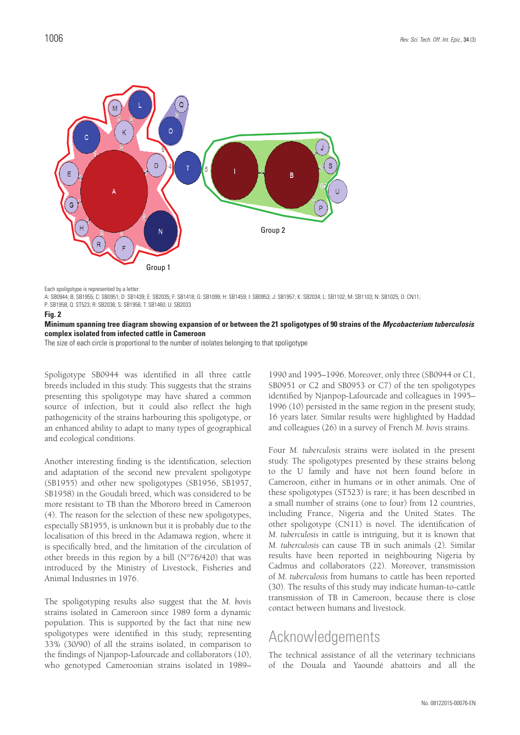Group 1

Group 2

Each spoligotype is represented by a letter:
A: SB0944; B: SB1955; C: SB0951; D: SB1439; E: SB2035; F: SB1418; G: SB1099; H: SB1459; I: SB0953; J: SB1957; K: SB2034; L: SB1102; M: SB1103; N: SB1025; O: CN11;
P: SB1958; Q: ST523; R: SB2036; S: SB1956; T: SB1460; U: SB2033

**Fig. 2**
**Minimum spanning tree diagram showing expansion of or between the 21 spoligotypes of 90 strains of the *Mycobacterium tuberculosis* complex isolated from infected cattle in Cameroon**
The size of each circle is proportional to the number of isolates belonging to that spoligotype

Spoligotype SB0944 was identified in all three cattle breeds included in this study. This suggests that the strains presenting this spoligotype may have shared a common source of infection, but it could also reflect the high pathogenicity of the strains harbouring this spoligotype, or an enhanced ability to adapt to many types of geographical and ecological conditions.

Another interesting finding is the identification, selection and adaptation of the second new prevalent spoligotype (SB1955) and other new spoligotypes (SB1956, SB1957, SB1958) in the Goudali breed, which was considered to be more resistant to TB than the Mbororo breed in Cameroon (4). The reason for the selection of these new spoligotypes, especially SB1955, is unknown but it is probably due to the localisation of this breed in the Adamawa region, where it is specifically bred, and the limitation of the circulation of other breeds in this region by a bill (N°76/420) that was introduced by the Ministry of Livestock, Fisheries and Animal Industries in 1976.

The spoligotyping results also suggest that the *M. bovis* strains isolated in Cameroon since 1989 form a dynamic population. This is supported by the fact that nine new spoligotypes were identified in this study, representing 33% (30/90) of all the strains isolated, in comparison to the findings of Njanpop-Lafourcade and collaborators (10), who genotyped Cameroonian strains isolated in 1989–1990 and 1995–1996. Moreover, only three (SB0944 or C1, SB0951 or C2 and SB0953 or C7) of the ten spoligotypes identified by Njanpop-Lafourcade and colleagues in 1995–1996 (10) persisted in the same region in the present study, 16 years later. Similar results were highlighted by Haddad and colleagues (26) in a survey of French *M. bovis* strains.

Four *M. tuberculosis* strains were isolated in the present study. The spoligotypes presented by these strains belong to the U family and have not been found before in Cameroon, either in humans or in other animals. One of these spoligotypes (ST523) is rare; it has been described in a small number of strains (one to four) from 12 countries, including France, Nigeria and the United States. The other spoligotype (CN11) is novel. The identification of *M. tuberculosis* in cattle is intriguing, but it is known that *M. tuberculosis* can cause TB in such animals (2). Similar results have been reported in neighbouring Nigeria by Cadmus and collaborators (22). Moreover, transmission of *M. tuberculosis* from humans to cattle has been reported (30). The results of this study may indicate human-to-cattle transmission of TB in Cameroon, because there is close contact between humans and livestock.

## Acknowledgements

The technical assistance of all the veterinary technicians of the Douala and Yaoundé abattoirs and all the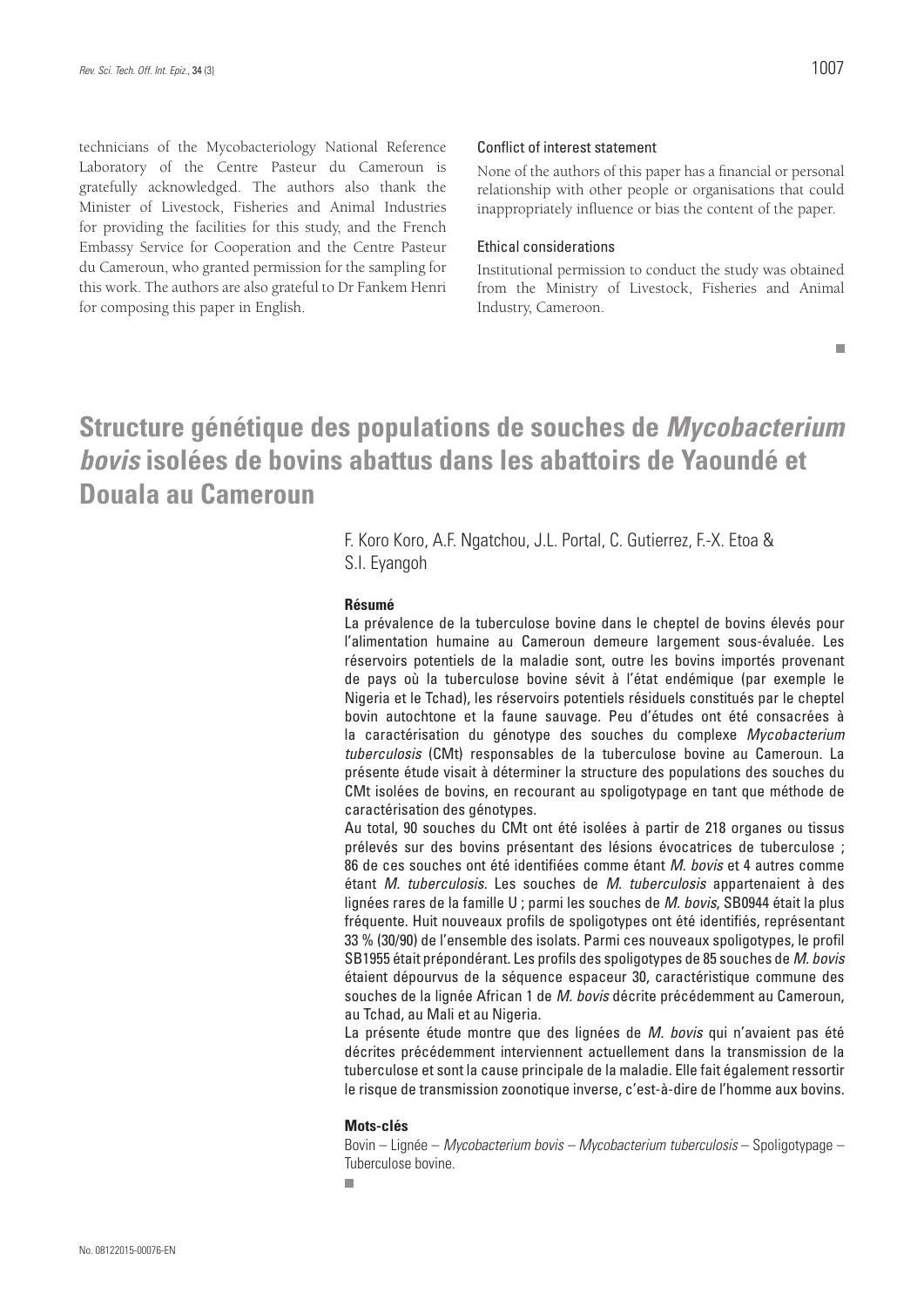technicians of the Mycobacteriology National Reference Laboratory of the Centre Pasteur du Cameroun is gratefully acknowledged. The authors also thank the Minister of Livestock, Fisheries and Animal Industries for providing the facilities for this study, and the French Embassy Service for Cooperation and the Centre Pasteur du Cameroun, who granted permission for the sampling for this work. The authors are also grateful to Dr Fankem Henri for composing this paper in English.

### Conflict of interest statement

None of the authors of this paper has a financial or personal relationship with other people or organisations that could inappropriately influence or bias the content of the paper.

### Ethical considerations

Institutional permission to conduct the study was obtained from the Ministry of Livestock, Fisheries and Animal Industry, Cameroon.

# Structure génétique des populations de souches de *Mycobacterium bovis* isolées de bovins abattus dans les abattoirs de Yaoundé et Douala au Cameroun

F. Koro Koro, A.F. Ngatchou, J.L. Portal, C. Gutierrez, F.-X. Etoa & S.I. Eyangoh

### Résumé

La prévalence de la tuberculose bovine dans le cheptel de bovins élevés pour l'alimentation humaine au Cameroun demeure largement sous-évaluée. Les réservoirs potentiels de la maladie sont, outre les bovins importés provenant de pays où la tuberculose bovine sévit à l'état endémique (par exemple le Nigeria et le Tchad), les réservoirs potentiels résiduels constitués par le cheptel bovin autochtone et la faune sauvage. Peu d'études ont été consacrées à la caractérisation du génotype des souches du complexe *Mycobacterium tuberculosis* (CMt) responsables de la tuberculose bovine au Cameroun. La présente étude visait à déterminer la structure des populations des souches du CMt isolées de bovins, en recourant au spoligotypage en tant que méthode de caractérisation des génotypes.

Au total, 90 souches du CMt ont été isolées à partir de 218 organes ou tissus prélevés sur des bovins présentant des lésions évocatrices de tuberculose ; 86 de ces souches ont été identifiées comme étant *M. bovis* et 4 autres comme étant *M. tuberculosis*. Les souches de *M. tuberculosis* appartenaient à des lignées rares de la famille U ; parmi les souches de *M. bovis*, SB0944 était la plus fréquente. Huit nouveaux profils de spoligotypes ont été identifiés, représentant 33 % (30/90) de l'ensemble des isolats. Parmi ces nouveaux spoligotypes, le profil SB1955 était prépondérant. Les profils des spoligotypes de 85 souches de *M. bovis* étaient dépourvus de la séquence espaceur 30, caractéristique commune des souches de la lignée African 1 de *M. bovis* décrite précédemment au Cameroun, au Tchad, au Mali et au Nigeria.

La présente étude montre que des lignées de *M. bovis* qui n'avaient pas été décrites précédemment interviennent actuellement dans la transmission de la tuberculose et sont la cause principale de la maladie. Elle fait également ressortir le risque de transmission zoonotique inverse, c'est-à-dire de l'homme aux bovins.

### Mots-clés

Bovin – Lignée – *Mycobacterium bovis* – *Mycobacterium tuberculosis* – Spoligotypage – Tuberculose bovine.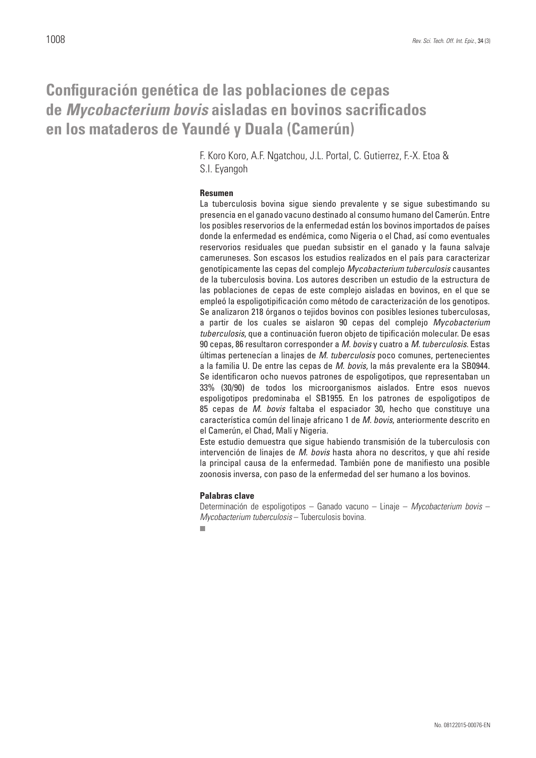# Configuración genética de las poblaciones de cepas de *Mycobacterium bovis* aisladas en bovinos sacrificados en los mataderos de Yaundé y Duala (Camerún)

F. Koro Koro, A.F. Ngatchou, J.L. Portal, C. Gutierrez, F.-X. Etoa & S.I. Eyangoh

### Resumen

La tuberculosis bovina sigue siendo prevalente y se sigue subestimando su presencia en el ganado vacuno destinado al consumo humano del Camerún. Entre los posibles reservorios de la enfermedad están los bovinos importados de países donde la enfermedad es endémica, como Nigeria o el Chad, así como eventuales reservorios residuales que puedan subsistir en el ganado y la fauna salvaje cameruneses. Son escasos los estudios realizados en el país para caracterizar genotípicamente las cepas del complejo *Mycobacterium tuberculosis* causantes de la tuberculosis bovina. Los autores describen un estudio de la estructura de las poblaciones de cepas de este complejo aisladas en bovinos, en el que se empleó la espoligotipificación como método de caracterización de los genotipos. Se analizaron 218 órganos o tejidos bovinos con posibles lesiones tuberculosas, a partir de los cuales se aislaron 90 cepas del complejo *Mycobacterium tuberculosis*, que a continuación fueron objeto de tipificación molecular. De esas 90 cepas, 86 resultaron corresponder a *M. bovis* y cuatro a *M. tuberculosis*. Estas últimas pertenecían a linajes de *M. tuberculosis* poco comunes, pertenecientes a la familia U. De entre las cepas de *M. bovis*, la más prevalente era la SB0944. Se identificaron ocho nuevos patrones de espoligotipos, que representaban un 33% (30/90) de todos los microorganismos aislados. Entre esos nuevos espoligotipos predominaba el SB1955. En los patrones de espoligotipos de 85 cepas de *M. bovis* faltaba el espaciador 30, hecho que constituye una característica común del linaje africano 1 de *M. bovis*, anteriormente descrito en el Camerún, el Chad, Malí y Nigeria.

Este estudio demuestra que sigue habiendo transmisión de la tuberculosis con intervención de linajes de *M. bovis* hasta ahora no descritos, y que ahí reside la principal causa de la enfermedad. También pone de manifiesto una posible zoonosis inversa, con paso de la enfermedad del ser humano a los bovinos.

### Palabras clave

Determinación de espoligotipos – Ganado vacuno – Linaje – *Mycobacterium bovis* – *Mycobacterium tuberculosis* – Tuberculosis bovina.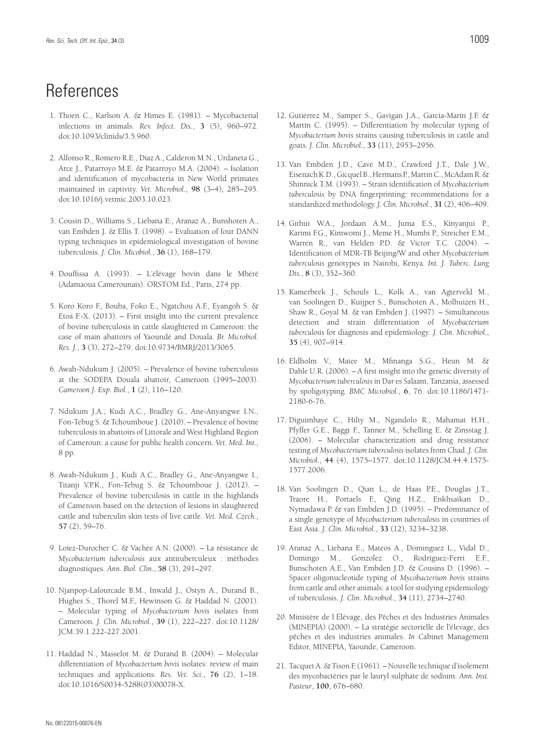# References

1. Thoen C., Karlson A. & Himes E. (1981). – Mycobacterial infections in animals. *Rev. Infect. Dis.*, **3** (5), 960–972. doi:10.1093/clinids/3.5.960.

2. Alfonso R., Romero R.E., Diaz A., Calderon M.N., Urdaneta G., Arce J., Patarroyo M.E. & Patarroyo M.A. (2004). – Isolation and identification of mycobacteria in New World primates maintained in captivity. *Vet. Microbiol.*, **98** (3–4), 285–295. doi:10.1016/j.vetmic.2003.10.023.

3. Cousin D., Williams S., Liebana E., Aranaz A., Bunshoten A., van Embden J. & Ellis T. (1998). – Evaluation of four DANN typing techniques in epidemiological investigation of bovine tuberculosis. *J. Clin. Micobiol.*, **36** (1), 168–179.

4. Douffissa A. (1993). – L'élévage bovin dans le Mbéré (Adamaoua Camerounais). ORSTOM Ed., Paris, 274 pp.

5. Koro Koro F., Bouba, Foko E., Ngatchou A.F., Eyangoh S. & Etoa F.-X. (2013). – First insight into the current prevalence of bovine tuberculosis in cattle slaughtered in Cameroon: the case of main abattoirs of Yaoundé and Douala. *Br. Microbiol. Res. J.*, **3** (3), 272–279. doi:10.9734/BMRJ/2013/3065.

6. Awah-Ndukum J. (2005). – Prevalence of bovine tuberculosis at the SODEPA Douala abattoir, Cameroon (1995–2003). *Cameroon J. Exp. Biol.*, **1** (2), 116–120.

7. Ndukum J.A., Kudi A.C., Bradley G., Ane-Anyangwe I.N., Fon-Tebug S. & Tchoumboue J. (2010). – Prevalence of bovine tuberculosis in abattoirs of Littorale and West Highland Region of Cameroun: a cause for public health concern. *Vet. Med. Int.*, 8 pp.

8. Awah-Ndukum J., Kudi A.C., Bradley G., Ane-Anyangwe I., Titanji V.P.K., Fon-Tebug S. & Tchoumboue J. (2012). – Prevalence of bovine tuberculosis in cattle in the highlands of Cameroon based on the detection of lesions in slaughtered cattle and tuberculin skin tests of live cattle. *Vet. Med. Czech.*, **57** (2), 59–76.

9. Loïez-Durocher C. & Vachée A.N. (2000). – La résistance de *Mycobacterium tuberculosis* aux antituberculeux : méthodes diagnostiques. *Ann. Biol. Clin.*, **58** (3), 291–297.

10. Njanpop-Lafourcade B.M., Inwald J., Ostyn A., Durand B., Hughes S., Thorel M.F., Hewinson G. & Haddad N. (2001). – Molecular typing of *Mycobacterium bovis* isolates from Cameroon. *J. Clin. Microbiol.*, **39** (1), 222–227. doi:10.1128/JCM.39.1.222-227.2001.

11. Haddad N., Masselot M. & Durand B. (2004). – Molecular differentiation of *Mycobacterium bovis* isolates: review of main techniques and applications. *Res. Vet. Sci.*, **76** (2), 1–18. doi:10.1016/S0034-5288(03)00078-X.

12. Gutiérrez M., Samper S., Gavigan J.A., García-Marín J.F. & Martín C. (1995). – Differentiation by molecular typing of *Mycobacterium bovis* strains causing tuberculosis in cattle and goats. *J. Clin. Microbiol.*, **33** (11), 2953–2956.

13. Van Embden J.D., Cave M.D., Crawford J.T., Dale J.W., Eisenach K.D., Gicquel B., Hermans P., Martin C., McAdam R. & Shinnick T.M. (1993). – Strain identification of *Mycobacterium tuberculosis* by DNA fingerprinting: recommendations for a standardized methodology. *J. Clin. Microbiol.*, **31** (2), 406–409.

14. Githui W.A., Jordaan A.M., Juma E.S., Kinyanjui P., Karimi F.G., Kimwomi J., Meme H., Mumbi P., Streicher E.M., Warren R., van Helden P.D. & Victor T.C. (2004). – Identification of MDR-TB Beijing/W and other *Mycobacterium tuberculosis* genotypes in Nairobi, Kenya. *Int. J. Tuberc. Lung Dis.*, **8** (3), 352–360.

15. Kamerbeek J., Schouls L., Kolk A., van Agterveld M., van Soolingen D., Kuijper S., Bunschoten A., Molhuizen H., Shaw R., Goyal M. & van Embden J. (1997). – Simultaneous detection and strain differentiation of *Mycobacterium tuberculosis* for diagnosis and epidemiology. *J. Clin. Microbiol.*, **35** (4), 907–914.

16. Eldholm V., Matee M., Mfinanga S.G., Heun M. & Dahle U.R. (2006). – A first insight into the genetic diversity of *Mycobacterium tuberculosis* in Dar es Salaam, Tanzania, assessed by spoligotyping. *BMC Microbiol.*, **6**, 76. doi:10.1186/1471-2180-6-76.

17. Diguimbaye C., Hilty M., Ngandolo R., Mahamat H.H., Pfyffer G.E., Baggi F., Tanner M., Schelling E. & Zinsstag J. (2006). – Molecular characterization and drug resistance testing of *Mycobacterium tuberculosis* isolates from Chad. *J. Clin. Microbiol.*, **44** (4), 1575–1577. doi:10.1128/JCM.44.4.1575-1577.2006.

18. Van Soolingen D., Qian L., de Haas P.E., Douglas J.T., Traore H., Portaels F., Qing H.Z., Enkhsaikan D., Nymadawa P. & van Embden J.D. (1995). – Predominance of a single genotype of *Mycobacterium tuberculosis* in countries of East Asia. *J. Clin. Microbiol.*, **33** (12), 3234–3238.

19. Aranaz A., Liebana E., Mateos A., Dominguez L., Vidal D., Domingo M., Gonzolez O., Rodriguez-Ferri E.F., Bunschoten A.E., Van Embden J.D. & Cousins D. (1996). – Spacer oligonucleotide typing of *Mycobacterium bovis* strains from cattle and other animals: a tool for studying epidemiology of tuberculosis. *J. Clin. Microbiol.*, **34** (11), 2734–2740.

20. Ministère de l Élévage, des Pêches et des Industries Animales (MINEPIA) (2000). – La stratégie sectorielle de l'élevage, des pêches et des industries animales. *In* Cabinet Management Editor, MINEPIA, Yaounde, Cameroon.

21. Tacquet A. & Tison F. (1961). – Nouvelle technique d'isolement des mycobactéries par le lauryl sulphate de sodium. *Ann. Inst. Pasteur*, **100**, 676–680.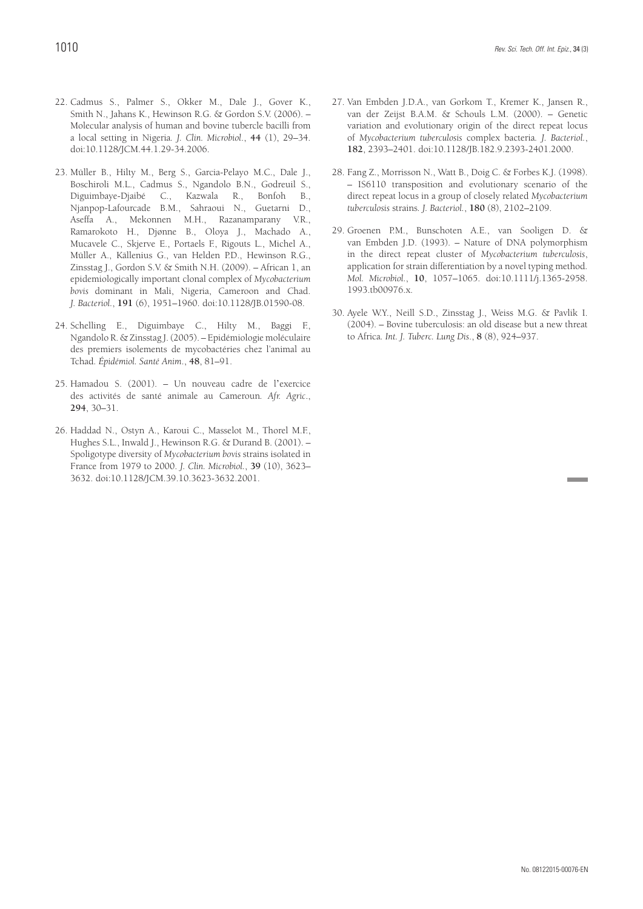22. Cadmus S., Palmer S., Okker M., Dale J., Gover K., Smith N., Jahans K., Hewinson R.G. & Gordon S.V. (2006). – Molecular analysis of human and bovine tubercle bacilli from a local setting in Nigeria. *J. Clin. Microbiol.*, **44** (1), 29–34. doi:10.1128/JCM.44.1.29-34.2006.

23. Müller B., Hilty M., Berg S., Garcia-Pelayo M.C., Dale J., Boschiroli M.L., Cadmus S., Ngandolo B.N., Godreuil S., Diguimbaye-Djaibé C., Kazwala R., Bonfoh B., Njanpop-Lafourcade B.M., Sahraoui N., Guetarni D., Aseffa A., Mekonnen M.H., Razanamparany V.R., Ramarokoto H., Djønne B., Oloya J., Machado A., Mucavele C., Skjerve E., Portaels F., Rigouts L., Michel A., Müller A., Källenius G., van Helden P.D., Hewinson R.G., Zinsstag J., Gordon S.V. & Smith N.H. (2009). – African 1, an epidemiologically important clonal complex of *Mycobacterium bovis* dominant in Mali, Nigeria, Cameroon and Chad. *J. Bacteriol.*, **191** (6), 1951–1960. doi:10.1128/JB.01590-08.

24. Schelling E., Diguimbaye C., Hilty M., Baggi F., Ngandolo R. & Zinsstag J. (2005). – Epidémiologie moléculaire des premiers isolements de mycobactéries chez l'animal au Tchad. *Épidémiol. Santé Anim.*, **48**, 81–91.

25. Hamadou S. (2001). – Un nouveau cadre de l'exercice des activités de santé animale au Cameroun. *Afr. Agric.*, **294**, 30–31.

26. Haddad N., Ostyn A., Karoui C., Masselot M., Thorel M.F., Hughes S.L., Inwald J., Hewinson R.G. & Durand B. (2001). – Spoligotype diversity of *Mycobacterium bovis* strains isolated in France from 1979 to 2000. *J. Clin. Microbiol.*, **39** (10), 3623–3632. doi:10.1128/JCM.39.10.3623-3632.2001.

27. Van Embden J.D.A., van Gorkom T., Kremer K., Jansen R., van der Zeijst B.A.M. & Schouls L.M. (2000). – Genetic variation and evolutionary origin of the direct repeat locus of *Mycobacterium tuberculosis* complex bacteria. *J. Bacteriol.*, **182**, 2393–2401. doi:10.1128/JB.182.9.2393-2401.2000.

28. Fang Z., Morrisson N., Watt B., Doig C. & Forbes K.J. (1998). – IS6110 transposition and evolutionary scenario of the direct repeat locus in a group of closely related *Mycobacterium tuberculosis* strains. *J. Bacteriol.*, **180** (8), 2102–2109.

29. Groenen P.M., Bunschoten A.E., van Sooligen D. & van Embden J.D. (1993). – Nature of DNA polymorphism in the direct repeat cluster of *Mycobacterium tuberculosis*, application for strain differentiation by a novel typing method. *Mol. Microbiol.*, **10**, 1057–1065. doi:10.1111/j.1365-2958.1993.tb00976.x.

30. Ayele W.Y., Neill S.D., Zinsstag J., Weiss M.G. & Pavlik I. (2004). – Bovine tuberculosis: an old disease but a new threat to Africa. *Int. J. Tuberc. Lung Dis.*, **8** (8), 924–937.